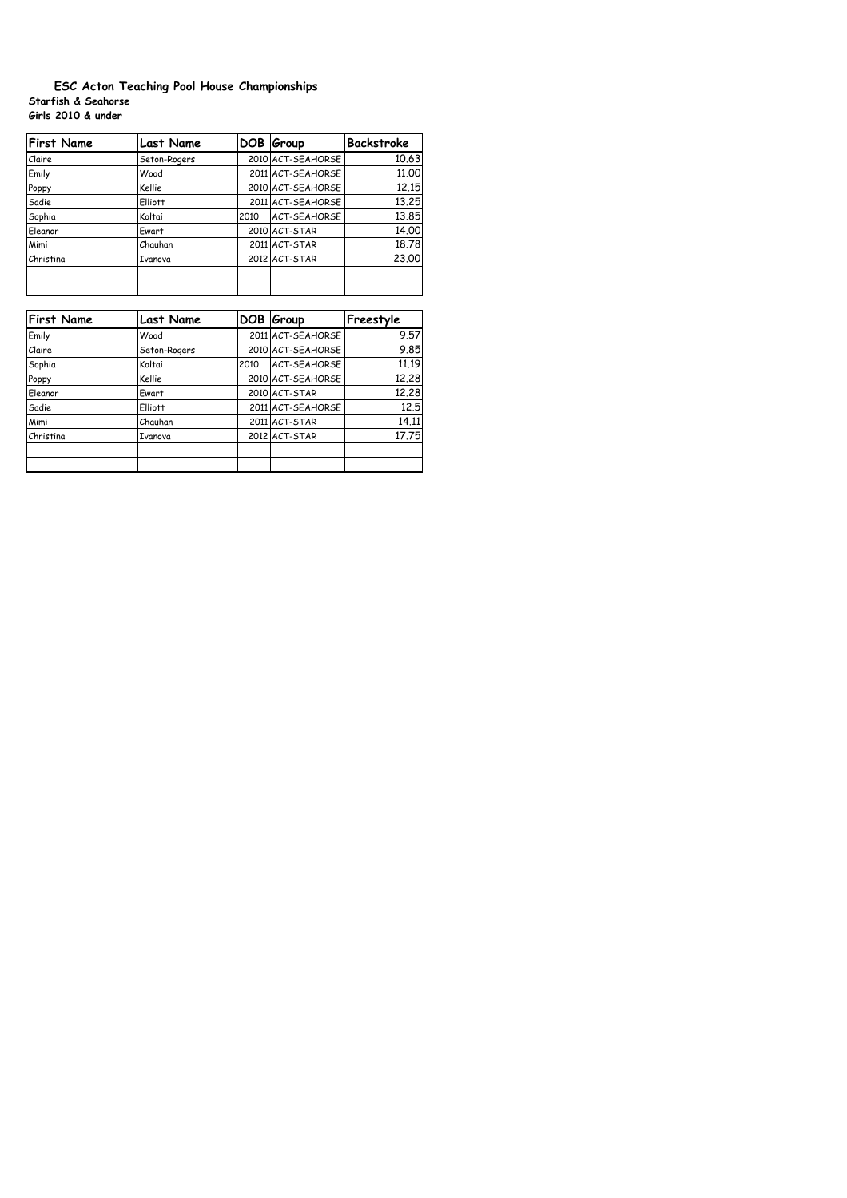## ESC Acton Teaching Pool House Championships

**Starfish & Seahorse**

**Girls 2010 & under**

| First Name | Last Name | DOB | Group | Backstroke |
|---|---|---|---|---|
| Claire | Seton-Rogers | 2010 | ACT-SEAHORSE | 10.63 |
| Emily | Wood | 2011 | ACT-SEAHORSE | 11.00 |
| Poppy | Kellie | 2010 | ACT-SEAHORSE | 12.15 |
| Sadie | Elliott | 2011 | ACT-SEAHORSE | 13.25 |
| Sophia | Koltai | 2010 | ACT-SEAHORSE | 13.85 |
| Eleanor | Ewart | 2010 | ACT-STAR | 14.00 |
| Mimi | Chauhan | 2011 | ACT-STAR | 18.78 |
| Christina | Ivanova | 2012 | ACT-STAR | 23.00 |
| | | | | |
| | | | | |

| First Name | Last Name | DOB | Group | Freestyle |
|---|---|---|---|---|
| Emily | Wood | 2011 | ACT-SEAHORSE | 9.57 |
| Claire | Seton-Rogers | 2010 | ACT-SEAHORSE | 9.85 |
| Sophia | Koltai | 2010 | ACT-SEAHORSE | 11.19 |
| Poppy | Kellie | 2010 | ACT-SEAHORSE | 12.28 |
| Eleanor | Ewart | 2010 | ACT-STAR | 12.28 |
| Sadie | Elliott | 2011 | ACT-SEAHORSE | 12.5 |
| Mimi | Chauhan | 2011 | ACT-STAR | 14.11 |
| Christina | Ivanova | 2012 | ACT-STAR | 17.75 |
| | | | | |
| | | | | |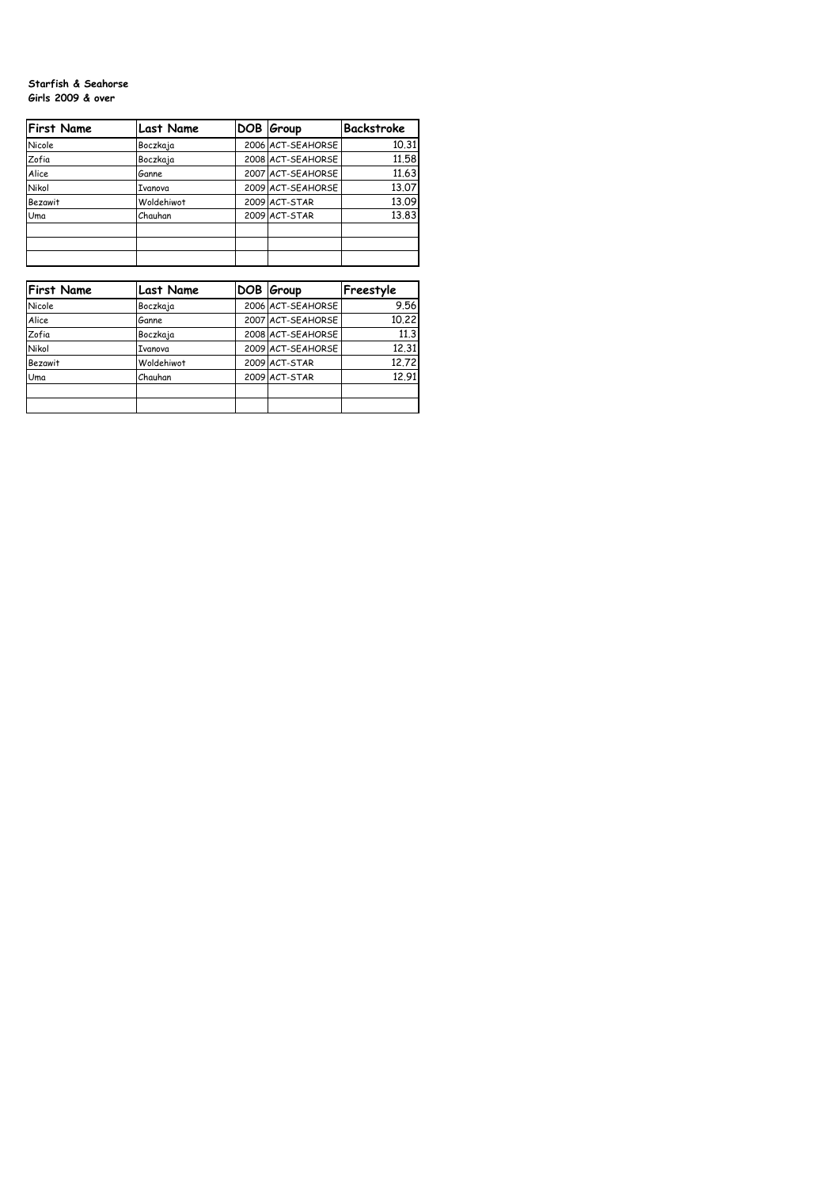**Starfish & Seahorse**
**Girls 2009 & over**

| First Name | Last Name | DOB | Group | Backstroke |
|---|---|---|---|---|
| Nicole | Boczkaja | 2006 | ACT-SEAHORSE | 10.31 |
| Zofia | Boczkaja | 2008 | ACT-SEAHORSE | 11.58 |
| Alice | Ganne | 2007 | ACT-SEAHORSE | 11.63 |
| Nikol | Ivanova | 2009 | ACT-SEAHORSE | 13.07 |
| Bezawit | Woldehiwot | 2009 | ACT-STAR | 13.09 |
| Uma | Chauhan | 2009 | ACT-STAR | 13.83 |
| | | | | |
| | | | | |
| | | | | |

| First Name | Last Name | DOB | Group | Freestyle |
|---|---|---|---|---|
| Nicole | Boczkaja | 2006 | ACT-SEAHORSE | 9.56 |
| Alice | Ganne | 2007 | ACT-SEAHORSE | 10.22 |
| Zofia | Boczkaja | 2008 | ACT-SEAHORSE | 11.3 |
| Nikol | Ivanova | 2009 | ACT-SEAHORSE | 12.31 |
| Bezawit | Woldehiwot | 2009 | ACT-STAR | 12.72 |
| Uma | Chauhan | 2009 | ACT-STAR | 12.91 |
| | | | | |
| | | | | |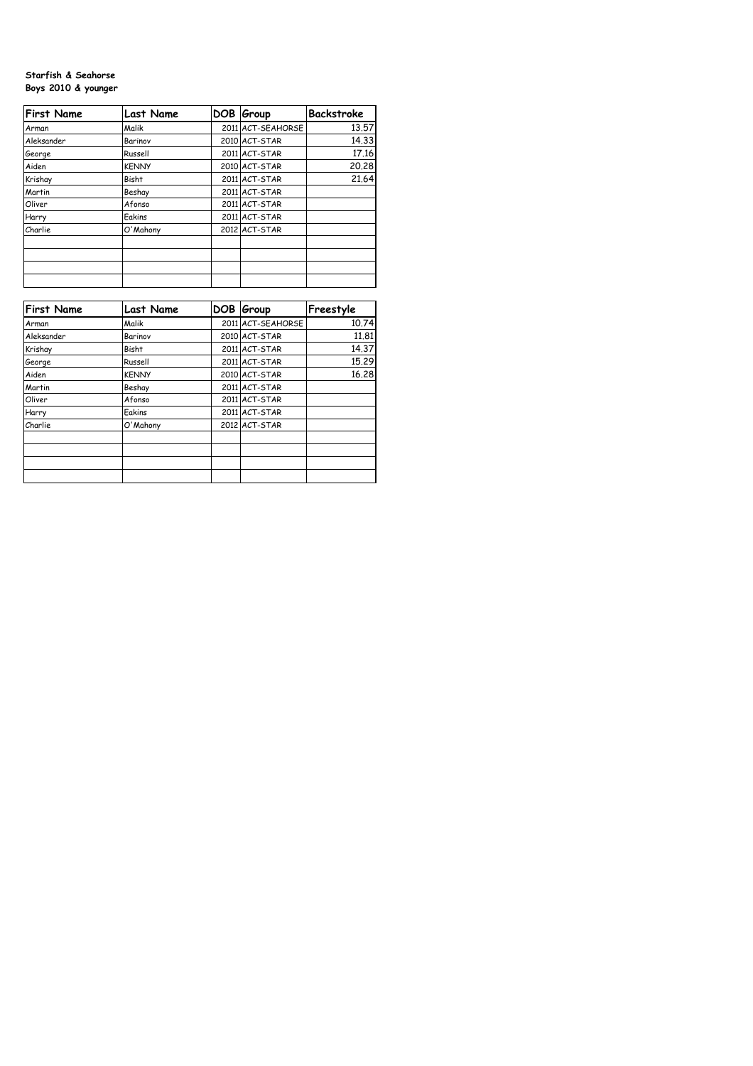**Starfish & Seahorse**
**Boys 2010 & younger**

| First Name | Last Name | DOB | Group | Backstroke |
|---|---|---|---|---|
| Arman | Malik | 2011 | ACT-SEAHORSE | 13.57 |
| Aleksander | Barinov | 2010 | ACT-STAR | 14.33 |
| George | Russell | 2011 | ACT-STAR | 17.16 |
| Aiden | KENNY | 2010 | ACT-STAR | 20.28 |
| Krishay | Bisht | 2011 | ACT-STAR | 21.64 |
| Martin | Beshay | 2011 | ACT-STAR | |
| Oliver | Afonso | 2011 | ACT-STAR | |
| Harry | Eakins | 2011 | ACT-STAR | |
| Charlie | O'Mahony | 2012 | ACT-STAR | |
| | | | | |
| | | | | |
| | | | | |
| | | | | |

| First Name | Last Name | DOB | Group | Freestyle |
|---|---|---|---|---|
| Arman | Malik | 2011 | ACT-SEAHORSE | 10.74 |
| Aleksander | Barinov | 2010 | ACT-STAR | 11.81 |
| Krishay | Bisht | 2011 | ACT-STAR | 14.37 |
| George | Russell | 2011 | ACT-STAR | 15.29 |
| Aiden | KENNY | 2010 | ACT-STAR | 16.28 |
| Martin | Beshay | 2011 | ACT-STAR | |
| Oliver | Afonso | 2011 | ACT-STAR | |
| Harry | Eakins | 2011 | ACT-STAR | |
| Charlie | O'Mahony | 2012 | ACT-STAR | |
| | | | | |
| | | | | |
| | | | | |
| | | | | |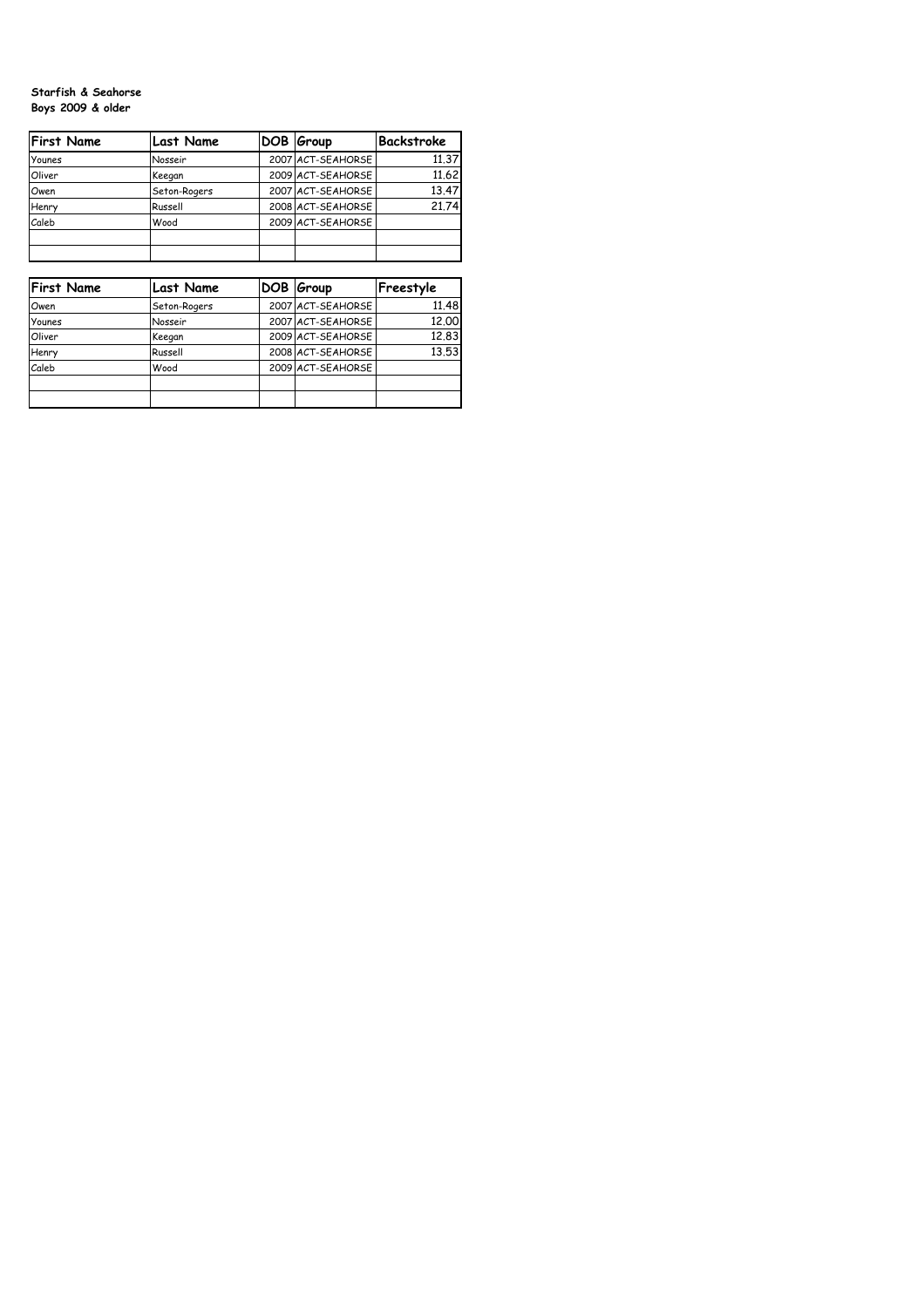**Starfish & Seahorse**
**Boys 2009 & older**

| First Name | Last Name | DOB | Group | Backstroke |
|---|---|---|---|---|
| Younes | Nosseir | 2007 | ACT-SEAHORSE | 11.37 |
| Oliver | Keegan | 2009 | ACT-SEAHORSE | 11.62 |
| Owen | Seton-Rogers | 2007 | ACT-SEAHORSE | 13.47 |
| Henry | Russell | 2008 | ACT-SEAHORSE | 21.74 |
| Caleb | Wood | 2009 | ACT-SEAHORSE | |
| | | | | |
| | | | | |

| First Name | Last Name | DOB | Group | Freestyle |
|---|---|---|---|---|
| Owen | Seton-Rogers | 2007 | ACT-SEAHORSE | 11.48 |
| Younes | Nosseir | 2007 | ACT-SEAHORSE | 12.00 |
| Oliver | Keegan | 2009 | ACT-SEAHORSE | 12.83 |
| Henry | Russell | 2008 | ACT-SEAHORSE | 13.53 |
| Caleb | Wood | 2009 | ACT-SEAHORSE | |
| | | | | |
| | | | | |